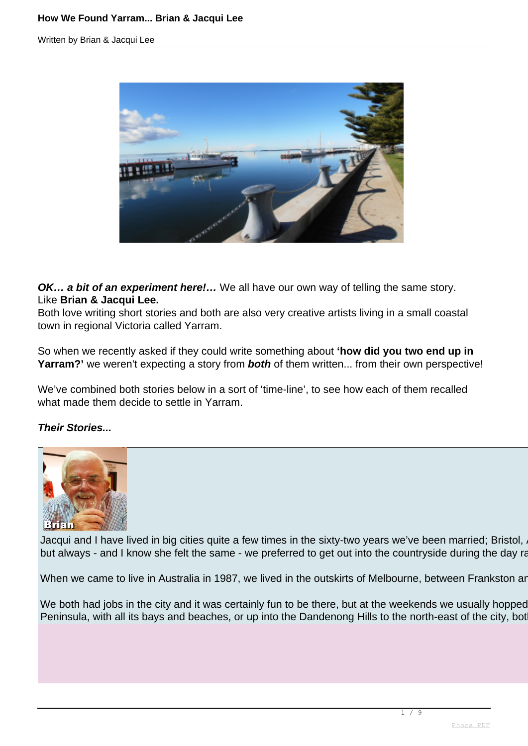**OK… a bit of an experiment here!…** We all have our own way of telling the same story. Like **Brian & Jacqui Lee.**
Both love writing short stories and both are also very creative artists living in a small coastal town in regional Victoria called Yarram.

So when we recently asked if they could write something about **'how did you two end up in Yarram?'** we weren't expecting a story from ***both*** of them written... from their own perspective!

We've combined both stories below in a sort of 'time-line', to see how each of them recalled what made them decide to settle in Yarram.

***Their Stories...***

Brian

Jacqui and I have lived in big cities quite a few times in the sixty-two years we've been married; Bristol, / but always - and I know she felt the same - we preferred to get out into the countryside during the day ra

When we came to live in Australia in 1987, we lived in the outskirts of Melbourne, between Frankston ar

We both had jobs in the city and it was certainly fun to be there, but at the weekends we usually hopped Peninsula, with all its bays and beaches, or up into the Dandenong Hills to the north-east of the city, bot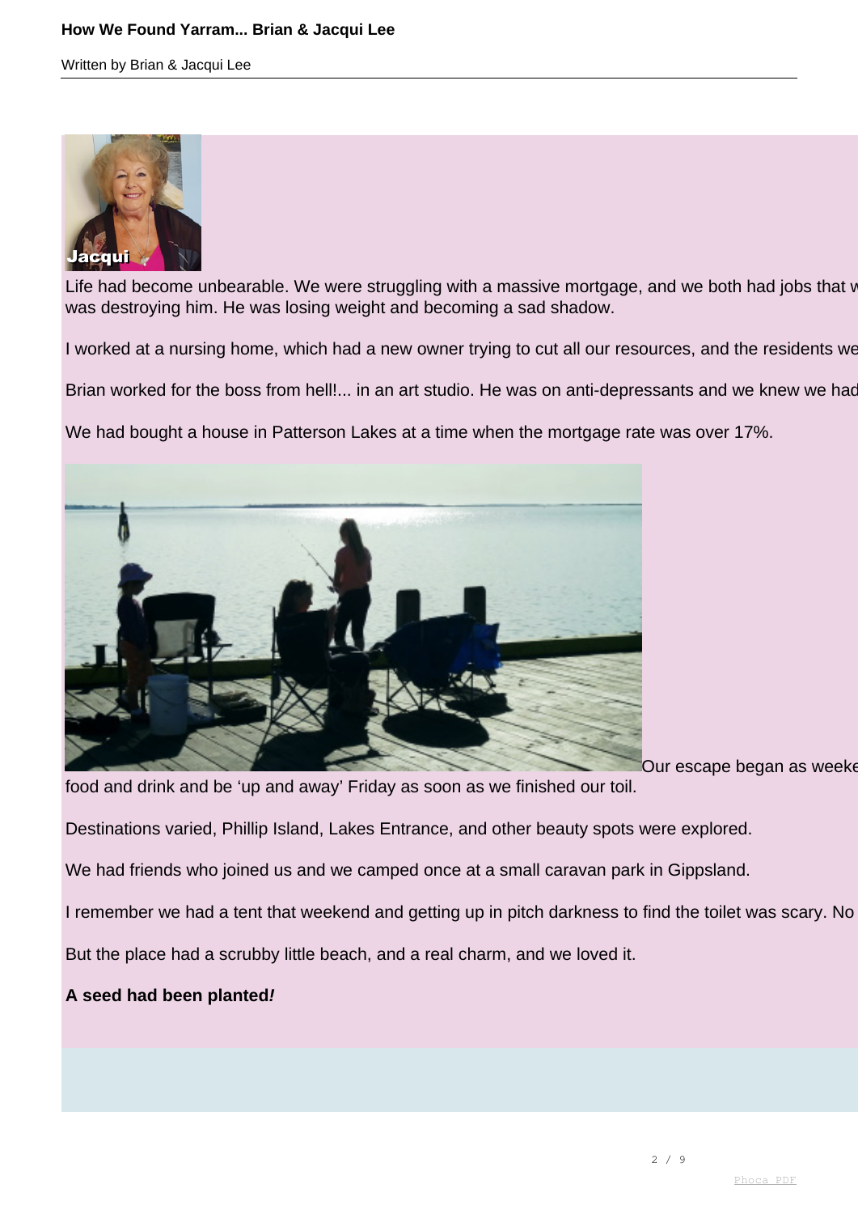Jacqui

Life had become unbearable. We were struggling with a massive mortgage, and we both had jobs that w was destroying him. He was losing weight and becoming a sad shadow.

I worked at a nursing home, which had a new owner trying to cut all our resources, and the residents we

Brian worked for the boss from hell!... in an art studio. He was on anti-depressants and we knew we had

We had bought a house in Patterson Lakes at a time when the mortgage rate was over 17%.

Our escape began as weeke food and drink and be 'up and away' Friday as soon as we finished our toil.

Destinations varied, Phillip Island, Lakes Entrance, and other beauty spots were explored.

We had friends who joined us and we camped once at a small caravan park in Gippsland.

I remember we had a tent that weekend and getting up in pitch darkness to find the toilet was scary. No

But the place had a scrubby little beach, and a real charm, and we loved it.

**A seed had been planted*!***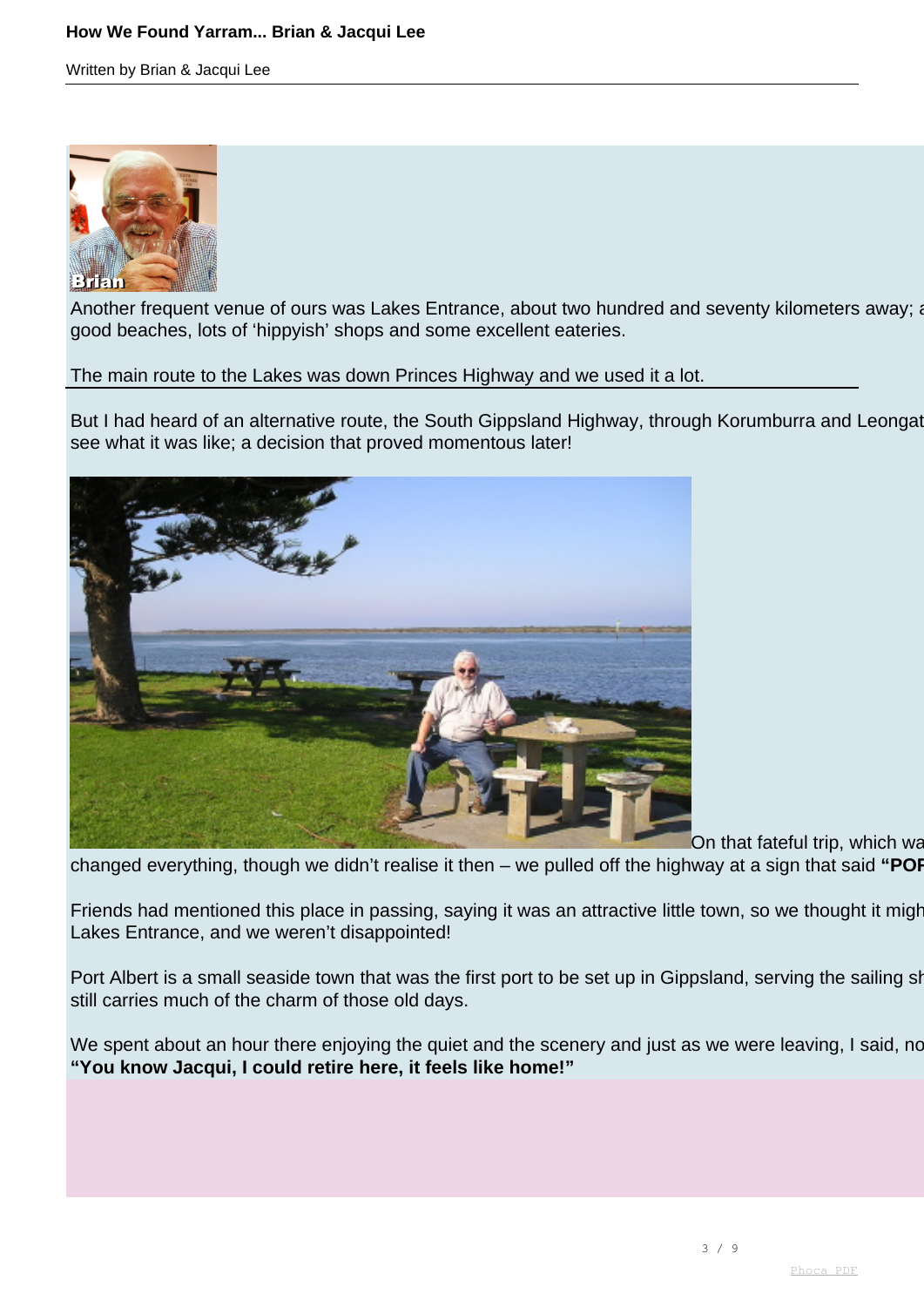Brian

Another frequent venue of ours was Lakes Entrance, about two hundred and seventy kilometers away; a good beaches, lots of 'hippyish' shops and some excellent eateries.

The main route to the Lakes was down Princes Highway and we used it a lot.

But I had heard of an alternative route, the South Gippsland Highway, through Korumburra and Leongat see what it was like; a decision that proved momentous later!

On that fateful trip, which wa changed everything, though we didn't realise it then – we pulled off the highway at a sign that said **"POF**

Friends had mentioned this place in passing, saying it was an attractive little town, so we thought it migh Lakes Entrance, and we weren't disappointed!

Port Albert is a small seaside town that was the first port to be set up in Gippsland, serving the sailing sh still carries much of the charm of those old days.

We spent about an hour there enjoying the quiet and the scenery and just as we were leaving, I said, no **"You know Jacqui, I could retire here, it feels like home!"**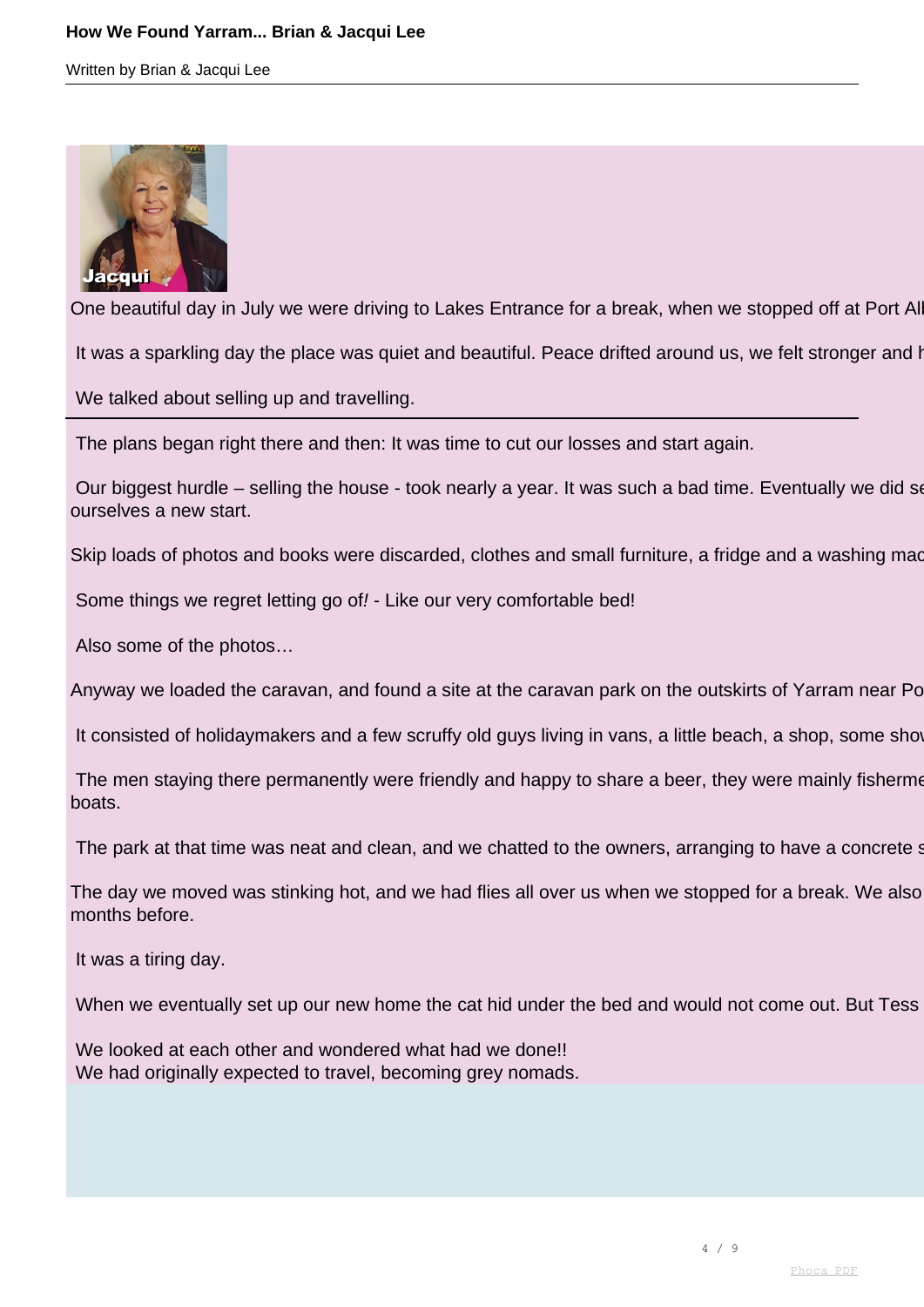Jacqui

One beautiful day in July we were driving to Lakes Entrance for a break, when we stopped off at Port All

It was a sparkling day the place was quiet and beautiful. Peace drifted around us, we felt stronger and h

We talked about selling up and travelling.

---

The plans began right there and then: It was time to cut our losses and start again.

Our biggest hurdle – selling the house - took nearly a year. It was such a bad time. Eventually we did se ourselves a new start.

Skip loads of photos and books were discarded, clothes and small furniture, a fridge and a washing mac

Some things we regret letting go of! - Like our very comfortable bed!

Also some of the photos…

Anyway we loaded the caravan, and found a site at the caravan park on the outskirts of Yarram near Po

It consisted of holidaymakers and a few scruffy old guys living in vans, a little beach, a shop, some show

The men staying there permanently were friendly and happy to share a beer, they were mainly fisherme boats.

The park at that time was neat and clean, and we chatted to the owners, arranging to have a concrete s

The day we moved was stinking hot, and we had flies all over us when we stopped for a break. We also months before.

It was a tiring day.

When we eventually set up our new home the cat hid under the bed and would not come out. But Tess

We looked at each other and wondered what had we done!!
We had originally expected to travel, becoming grey nomads.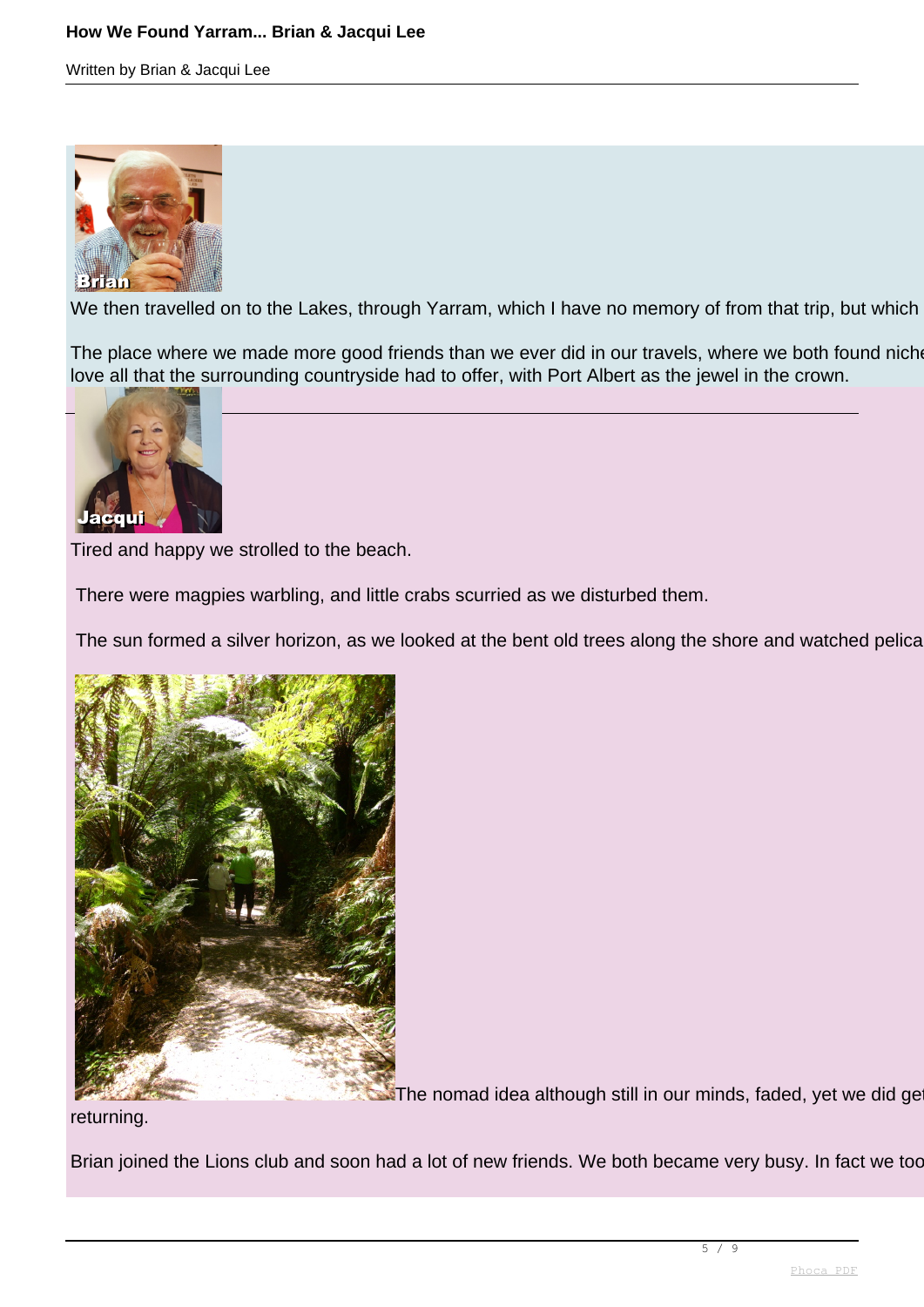Brian

We then travelled on to the Lakes, through Yarram, which I have no memory of from that trip, but which

The place where we made more good friends than we ever did in our travels, where we both found niche
love all that the surrounding countryside had to offer, with Port Albert as the jewel in the crown.

---

Jacqui

Tired and happy we strolled to the beach.

There were magpies warbling, and little crabs scurried as we disturbed them.

The sun formed a silver horizon, as we looked at the bent old trees along the shore and watched pelica

The nomad idea although still in our minds, faded, yet we did ge
returning.

Brian joined the Lions club and soon had a lot of new friends. We both became very busy. In fact we too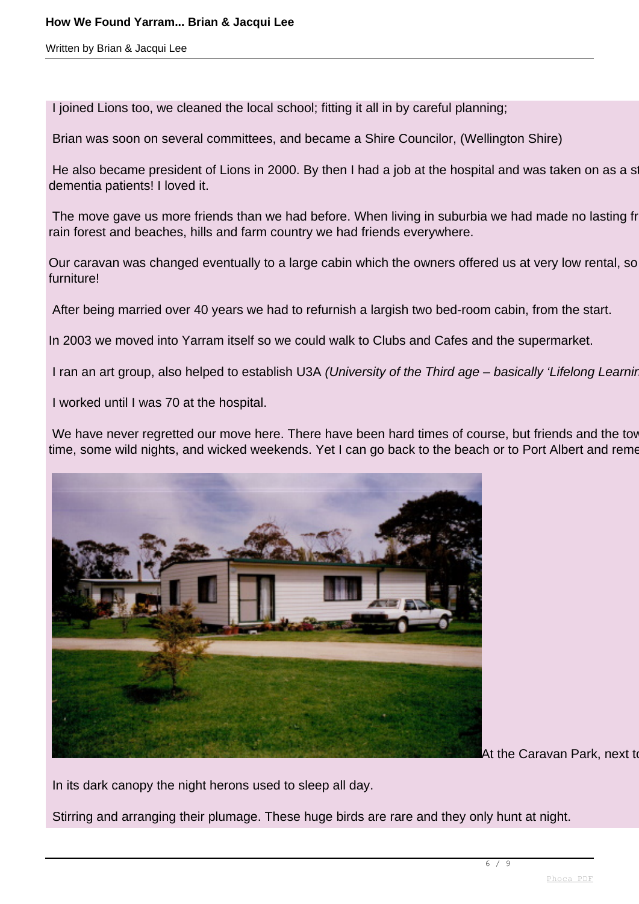I joined Lions too, we cleaned the local school; fitting it all in by careful planning;

Brian was soon on several committees, and became a Shire Councilor, (Wellington Shire)

He also became president of Lions in 2000. By then I had a job at the hospital and was taken on as a st dementia patients! I loved it.

The move gave us more friends than we had before. When living in suburbia we had made no lasting fr rain forest and beaches, hills and farm country we had friends everywhere.

Our caravan was changed eventually to a large cabin which the owners offered us at very low rental, so furniture!

After being married over 40 years we had to refurnish a largish two bed-room cabin, from the start.

In 2003 we moved into Yarram itself so we could walk to Clubs and Cafes and the supermarket.

I ran an art group, also helped to establish U3A *(University of the Third age – basically 'Lifelong Learnin*

I worked until I was 70 at the hospital.

We have never regretted our move here. There have been hard times of course, but friends and the tow time, some wild nights, and wicked weekends. Yet I can go back to the beach or to Port Albert and reme

At the Caravan Park, next to

In its dark canopy the night herons used to sleep all day.

Stirring and arranging their plumage. These huge birds are rare and they only hunt at night.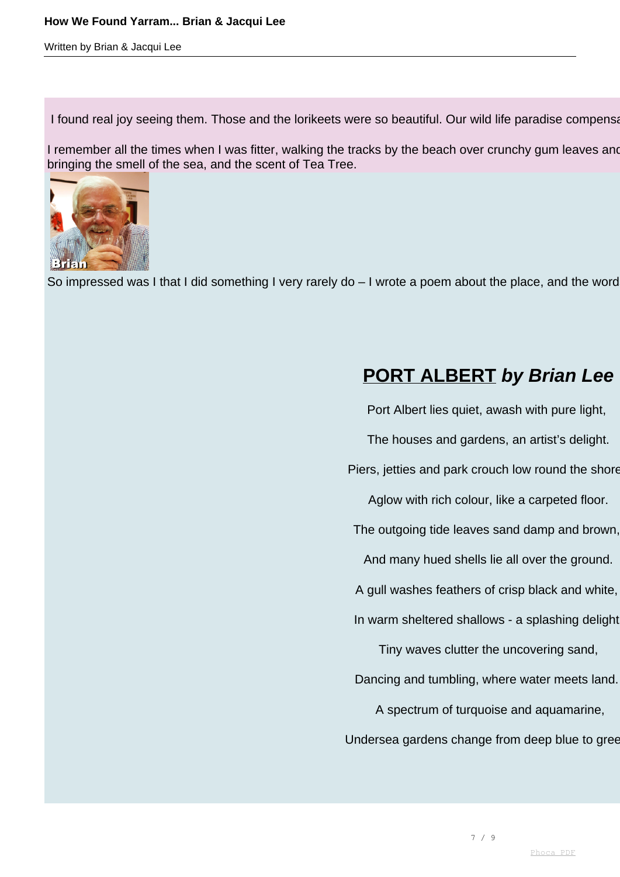I found real joy seeing them. Those and the lorikeets were so beautiful. Our wild life paradise compensa

I remember all the times when I was fitter, walking the tracks by the beach over crunchy gum leaves and bringing the smell of the sea, and the scent of Tea Tree.

Brian

So impressed was I that I did something I very rarely do – I wrote a poem about the place, and the word

## PORT ALBERT *by Brian Lee*

Port Albert lies quiet, awash with pure light,

The houses and gardens, an artist's delight.

Piers, jetties and park crouch low round the shore

Aglow with rich colour, like a carpeted floor.

The outgoing tide leaves sand damp and brown,

And many hued shells lie all over the ground.

A gull washes feathers of crisp black and white,

In warm sheltered shallows - a splashing delight

Tiny waves clutter the uncovering sand,

Dancing and tumbling, where water meets land.

A spectrum of turquoise and aquamarine,

Undersea gardens change from deep blue to gree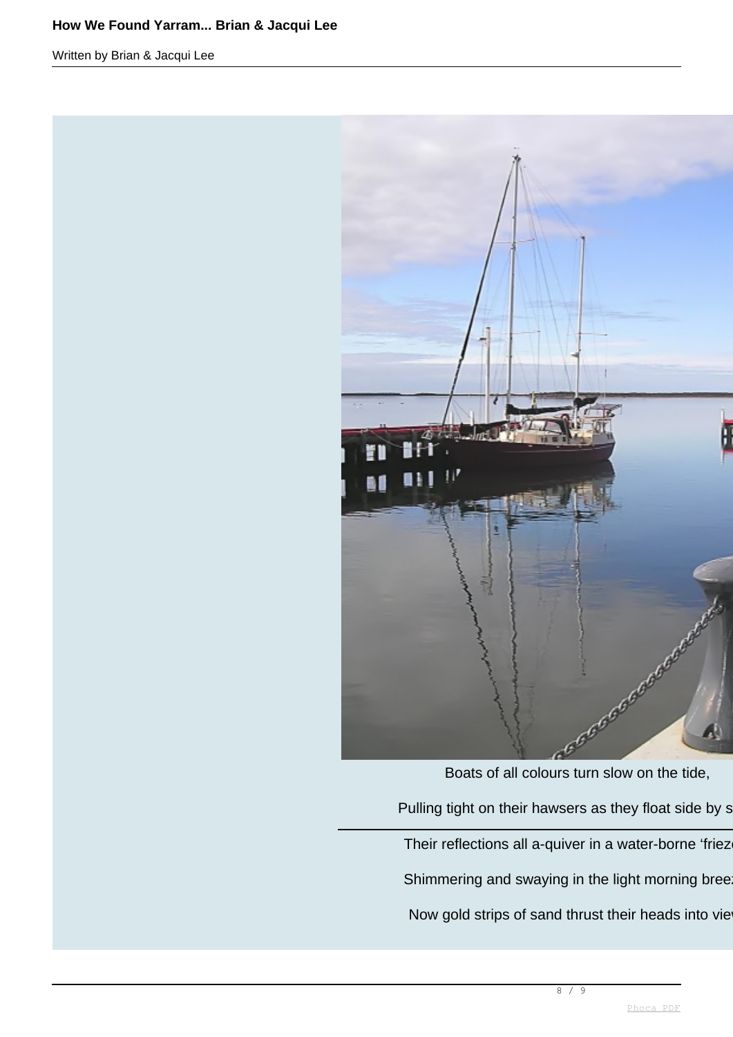Boats of all colours turn slow on the tide,

Pulling tight on their hawsers as they float side by s

Their reflections all a-quiver in a water-borne ‘friez

Shimmering and swaying in the light morning bree

Now gold strips of sand thrust their heads into vie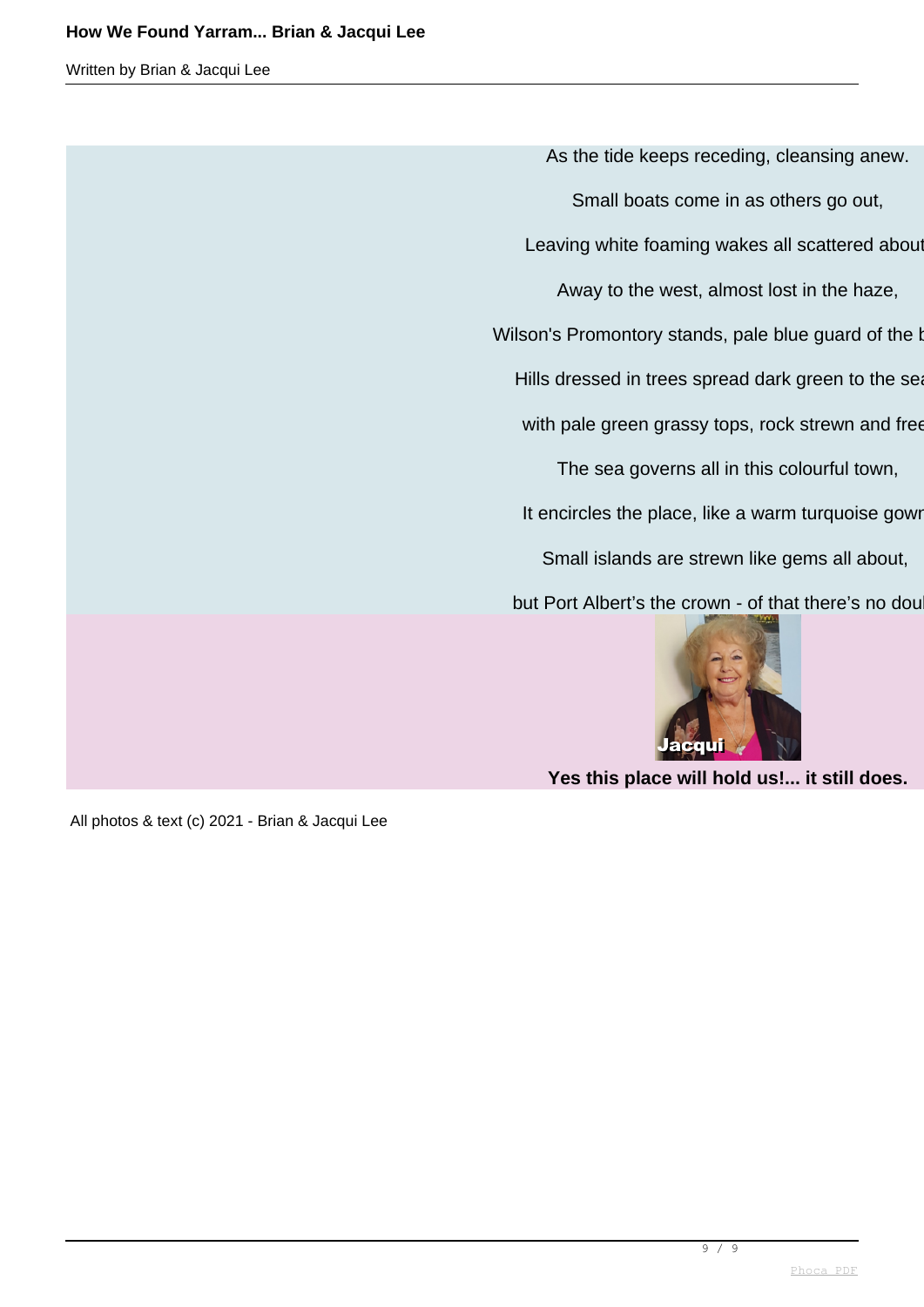As the tide keeps receding, cleansing anew.

Small boats come in as others go out,

Leaving white foaming wakes all scattered about

Away to the west, almost lost in the haze,

Wilson's Promontory stands, pale blue guard of the b

Hills dressed in trees spread dark green to the sea

with pale green grassy tops, rock strewn and free

The sea governs all in this colourful town,

It encircles the place, like a warm turquoise gown

Small islands are strewn like gems all about,

but Port Albert's the crown - of that there's no doubt

Jacqui

**Yes this place will hold us!... it still does.**

All photos & text (c) 2021 - Brian & Jacqui Lee